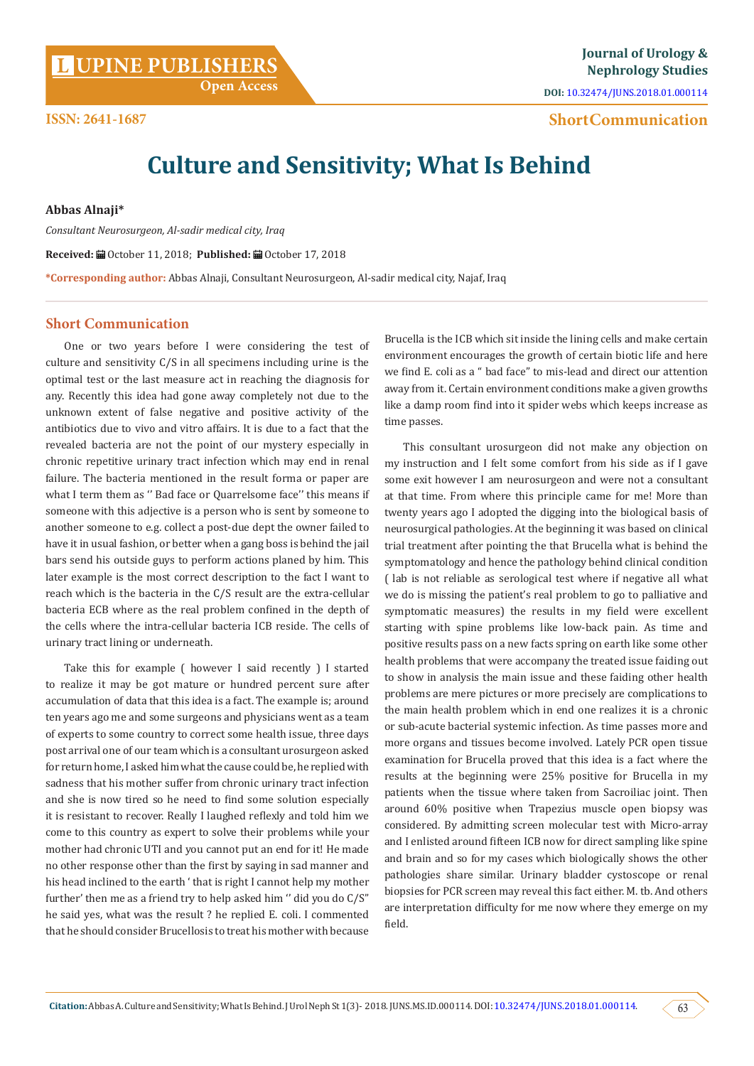# Culture and Sensitivity; What Is Behind

**Abbas Alnaji***

*Consultant Neurosurgeon, Al-sadir medical city, Iraq*

**Received:** October 11, 2018; **Published:** October 17, 2018

***Corresponding author:** Abbas Alnaji, Consultant Neurosurgeon, Al-sadir medical city, Najaf, Iraq

## Short Communication

One or two years before I were considering the test of culture and sensitivity C/S in all specimens including urine is the optimal test or the last measure act in reaching the diagnosis for any. Recently this idea had gone away completely not due to the unknown extent of false negative and positive activity of the antibiotics due to vivo and vitro affairs. It is due to a fact that the revealed bacteria are not the point of our mystery especially in chronic repetitive urinary tract infection which may end in renal failure. The bacteria mentioned in the result forma or paper are what I term them as '' Bad face or Quarrelsome face'' this means if someone with this adjective is a person who is sent by someone to another someone to e.g. collect a post-due dept the owner failed to have it in usual fashion, or better when a gang boss is behind the jail bars send his outside guys to perform actions planed by him. This later example is the most correct description to the fact I want to reach which is the bacteria in the C/S result are the extra-cellular bacteria ECB where as the real problem confined in the depth of the cells where the intra-cellular bacteria ICB reside. The cells of urinary tract lining or underneath.

Take this for example ( however I said recently ) I started to realize it may be got mature or hundred percent sure after accumulation of data that this idea is a fact. The example is; around ten years ago me and some surgeons and physicians went as a team of experts to some country to correct some health issue, three days post arrival one of our team which is a consultant urosurgeon asked for return home, I asked him what the cause could be, he replied with sadness that his mother suffer from chronic urinary tract infection and she is now tired so he need to find some solution especially it is resistant to recover. Really I laughed reflexly and told him we come to this country as expert to solve their problems while your mother had chronic UTI and you cannot put an end for it! He made no other response other than the first by saying in sad manner and his head inclined to the earth ' that is right I cannot help my mother further' then me as a friend try to help asked him '' did you do C/S" he said yes, what was the result ? he replied E. coli. I commented that he should consider Brucellosis to treat his mother with because Brucella is the ICB which sit inside the lining cells and make certain environment encourages the growth of certain biotic life and here we find E. coli as a " bad face" to mis-lead and direct our attention away from it. Certain environment conditions make a given growths like a damp room find into it spider webs which keeps increase as time passes.

This consultant urosurgeon did not make any objection on my instruction and I felt some comfort from his side as if I gave some exit however I am neurosurgeon and were not a consultant at that time. From where this principle came for me! More than twenty years ago I adopted the digging into the biological basis of neurosurgical pathologies. At the beginning it was based on clinical trial treatment after pointing the that Brucella what is behind the symptomatology and hence the pathology behind clinical condition ( lab is not reliable as serological test where if negative all what we do is missing the patient's real problem to go to palliative and symptomatic measures) the results in my field were excellent starting with spine problems like low-back pain. As time and positive results pass on a new facts spring on earth like some other health problems that were accompany the treated issue faiding out to show in analysis the main issue and these faiding other health problems are mere pictures or more precisely are complications to the main health problem which in end one realizes it is a chronic or sub-acute bacterial systemic infection. As time passes more and more organs and tissues become involved. Lately PCR open tissue examination for Brucella proved that this idea is a fact where the results at the beginning were 25% positive for Brucella in my patients when the tissue where taken from Sacroiliac joint. Then around 60% positive when Trapezius muscle open biopsy was considered. By admitting screen molecular test with Micro-array and I enlisted around fifteen ICB now for direct sampling like spine and brain and so for my cases which biologically shows the other pathologies share similar. Urinary bladder cystoscope or renal biopsies for PCR screen may reveal this fact either. M. tb. And others are interpretation difficulty for me now where they emerge on my field.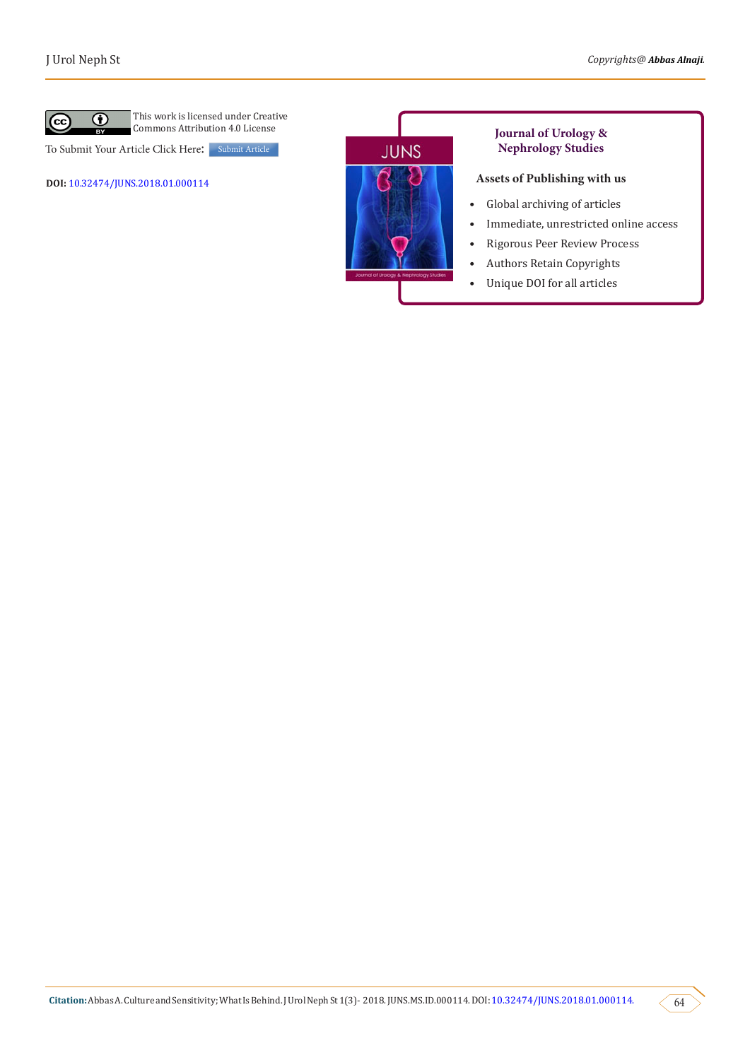This work is licensed under Creative Commons Attribution 4.0 License

To Submit Your Article Click Here: Submit Article

**DOI:** 10.32474/JUNS.2018.01.000114

**Journal of Urology & Nephrology Studies**

**Assets of Publishing with us**

- Global archiving of articles
- Immediate, unrestricted online access
- Rigorous Peer Review Process
- Authors Retain Copyrights
- Unique DOI for all articles